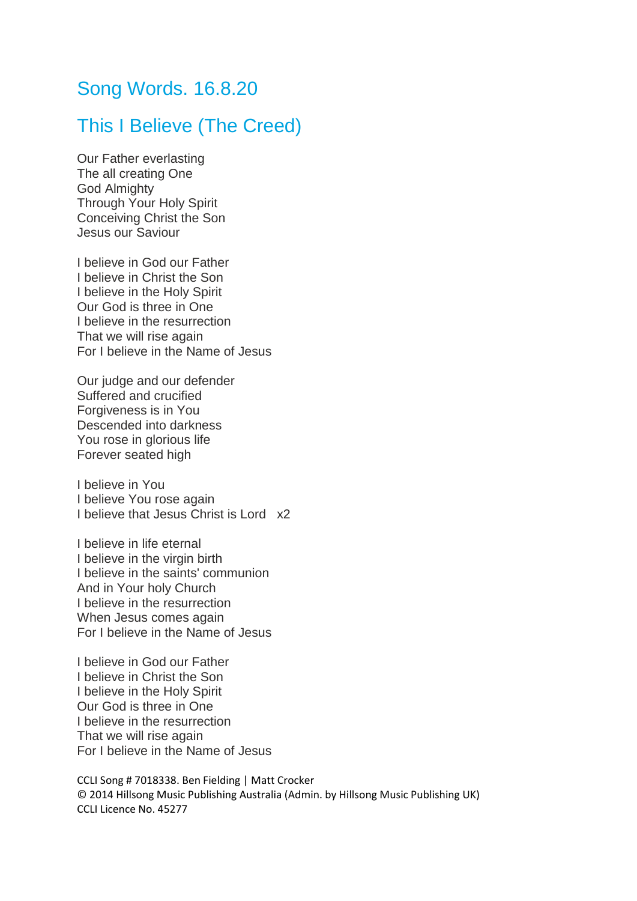# Song Words. 16.8.20

## This I Believe (The Creed)

Our Father everlasting
The all creating One
God Almighty
Through Your Holy Spirit
Conceiving Christ the Son
Jesus our Saviour

I believe in God our Father
I believe in Christ the Son
I believe in the Holy Spirit
Our God is three in One
I believe in the resurrection
That we will rise again
For I believe in the Name of Jesus

Our judge and our defender
Suffered and crucified
Forgiveness is in You
Descended into darkness
You rose in glorious life
Forever seated high

I believe in You
I believe You rose again
I believe that Jesus Christ is Lord x2

I believe in life eternal
I believe in the virgin birth
I believe in the saints' communion
And in Your holy Church
I believe in the resurrection
When Jesus comes again
For I believe in the Name of Jesus

I believe in God our Father
I believe in Christ the Son
I believe in the Holy Spirit
Our God is three in One
I believe in the resurrection
That we will rise again
For I believe in the Name of Jesus

CCLI Song # 7018338. Ben Fielding | Matt Crocker
© 2014 Hillsong Music Publishing Australia (Admin. by Hillsong Music Publishing UK)
CCLI Licence No. 45277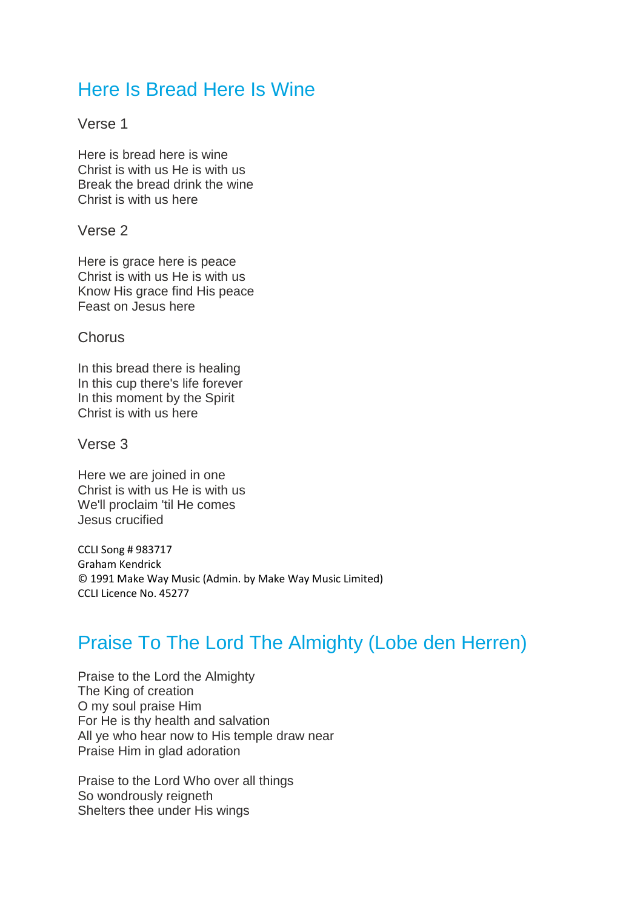## Here Is Bread Here Is Wine

Verse 1

Here is bread here is wine
Christ is with us He is with us
Break the bread drink the wine
Christ is with us here

Verse 2

Here is grace here is peace
Christ is with us He is with us
Know His grace find His peace
Feast on Jesus here

Chorus

In this bread there is healing
In this cup there's life forever
In this moment by the Spirit
Christ is with us here

Verse 3

Here we are joined in one
Christ is with us He is with us
We'll proclaim 'til He comes
Jesus crucified

CCLI Song # 983717
Graham Kendrick
© 1991 Make Way Music (Admin. by Make Way Music Limited)
CCLI Licence No. 45277

## Praise To The Lord The Almighty (Lobe den Herren)

Praise to the Lord the Almighty
The King of creation
O my soul praise Him
For He is thy health and salvation
All ye who hear now to His temple draw near
Praise Him in glad adoration

Praise to the Lord Who over all things
So wondrously reigneth
Shelters thee under His wings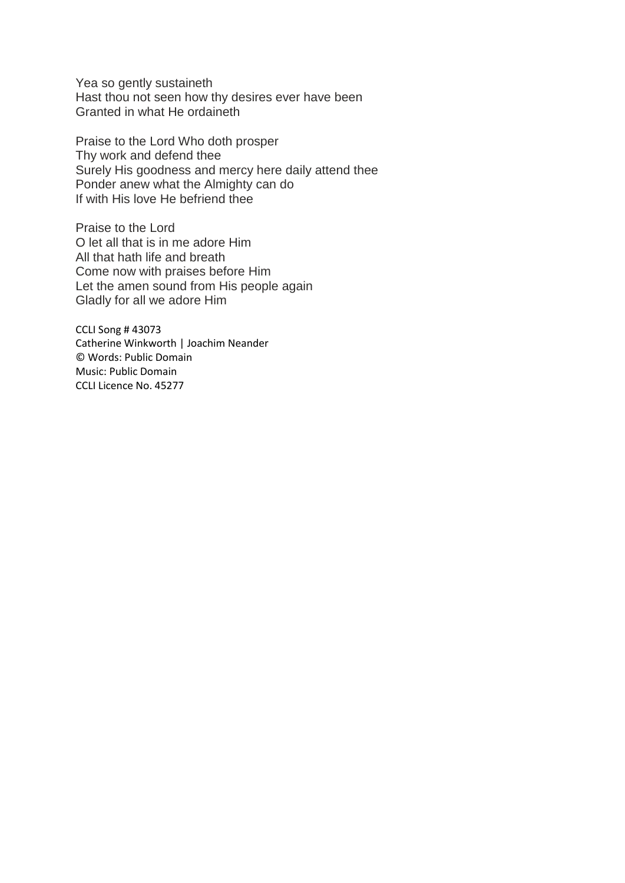Yea so gently sustaineth
Hast thou not seen how thy desires ever have been
Granted in what He ordaineth

Praise to the Lord Who doth prosper
Thy work and defend thee
Surely His goodness and mercy here daily attend thee
Ponder anew what the Almighty can do
If with His love He befriend thee

Praise to the Lord
O let all that is in me adore Him
All that hath life and breath
Come now with praises before Him
Let the amen sound from His people again
Gladly for all we adore Him

CCLI Song # 43073
Catherine Winkworth | Joachim Neander
© Words: Public Domain
Music: Public Domain
CCLI Licence No. 45277